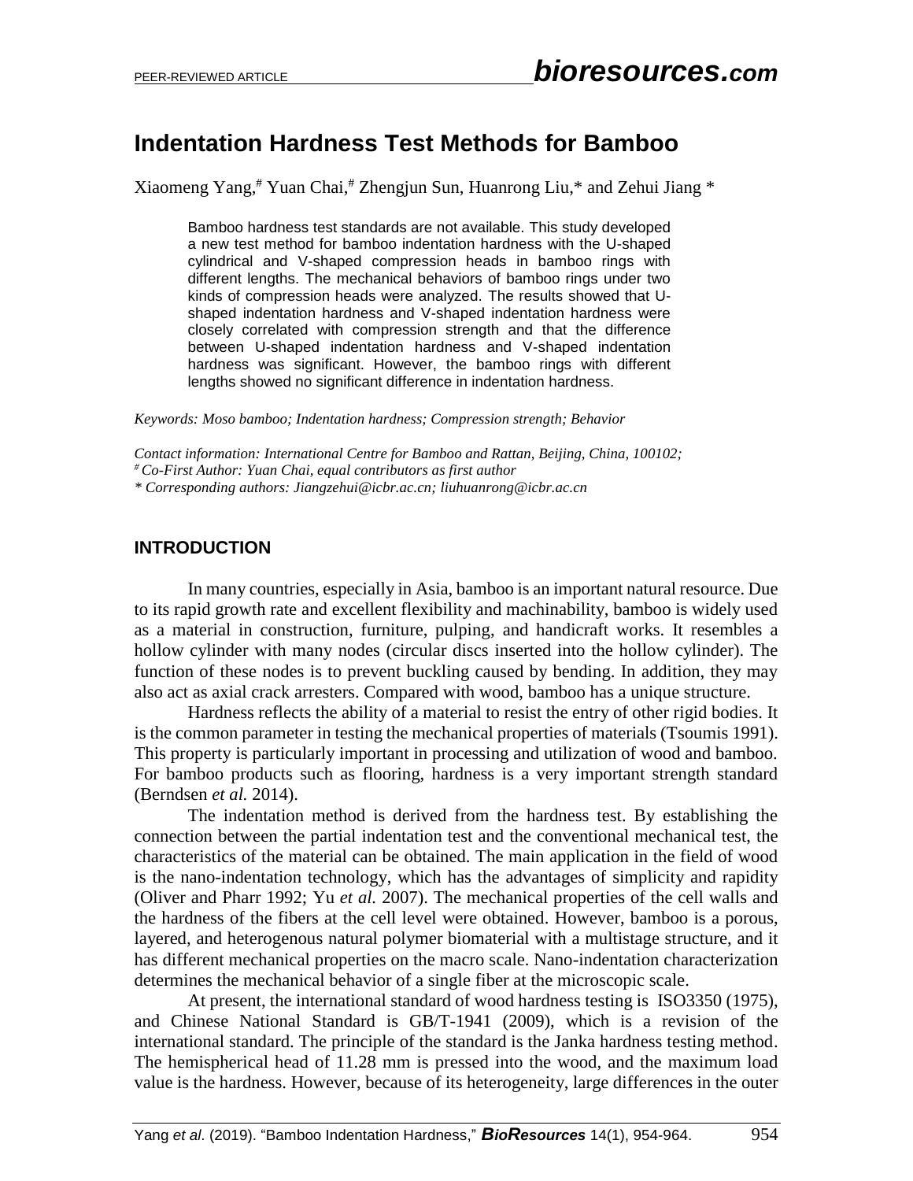# Indentation Hardness Test Methods for Bamboo

Xiaomeng Yang,[#] Yuan Chai,[#] Zhengjun Sun, Huanrong Liu,* and Zehui Jiang *

> Bamboo hardness test standards are not available. This study developed a new test method for bamboo indentation hardness with the U-shaped cylindrical and V-shaped compression heads in bamboo rings with different lengths. The mechanical behaviors of bamboo rings under two kinds of compression heads were analyzed. The results showed that U-shaped indentation hardness and V-shaped indentation hardness were closely correlated with compression strength and that the difference between U-shaped indentation hardness and V-shaped indentation hardness was significant. However, the bamboo rings with different lengths showed no significant difference in indentation hardness.

*Keywords: Moso bamboo; Indentation hardness; Compression strength; Behavior*

*Contact information: International Centre for Bamboo and Rattan, Beijing, China, 100102;*
*[#] Co-First Author: Yuan Chai, equal contributors as first author*
** Corresponding authors: Jiangzehui@icbr.ac.cn; liuhuanrong@icbr.ac.cn*

## INTRODUCTION

In many countries, especially in Asia, bamboo is an important natural resource. Due to its rapid growth rate and excellent flexibility and machinability, bamboo is widely used as a material in construction, furniture, pulping, and handicraft works. It resembles a hollow cylinder with many nodes (circular discs inserted into the hollow cylinder). The function of these nodes is to prevent buckling caused by bending. In addition, they may also act as axial crack arresters. Compared with wood, bamboo has a unique structure.

Hardness reflects the ability of a material to resist the entry of other rigid bodies. It is the common parameter in testing the mechanical properties of materials (Tsoumis 1991). This property is particularly important in processing and utilization of wood and bamboo. For bamboo products such as flooring, hardness is a very important strength standard (Berndsen *et al.* 2014).

The indentation method is derived from the hardness test. By establishing the connection between the partial indentation test and the conventional mechanical test, the characteristics of the material can be obtained. The main application in the field of wood is the nano-indentation technology, which has the advantages of simplicity and rapidity (Oliver and Pharr 1992; Yu *et al.* 2007). The mechanical properties of the cell walls and the hardness of the fibers at the cell level were obtained. However, bamboo is a porous, layered, and heterogenous natural polymer biomaterial with a multistage structure, and it has different mechanical properties on the macro scale. Nano-indentation characterization determines the mechanical behavior of a single fiber at the microscopic scale.

At present, the international standard of wood hardness testing is ISO3350 (1975), and Chinese National Standard is GB/T-1941 (2009), which is a revision of the international standard. The principle of the standard is the Janka hardness testing method. The hemispherical head of 11.28 mm is pressed into the wood, and the maximum load value is the hardness. However, because of its heterogeneity, large differences in the outer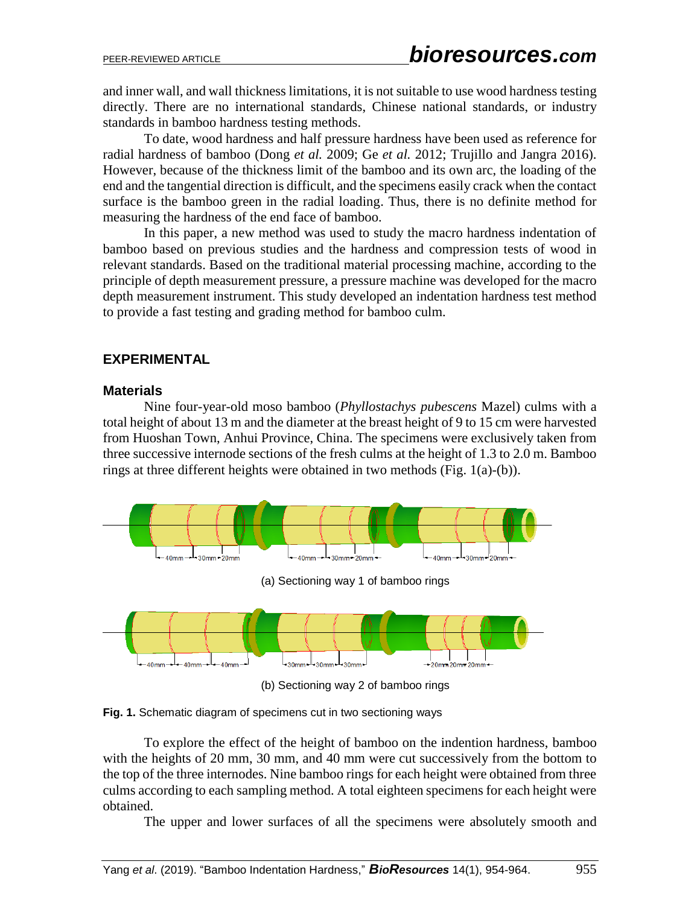and inner wall, and wall thickness limitations, it is not suitable to use wood hardness testing directly. There are no international standards, Chinese national standards, or industry standards in bamboo hardness testing methods.

To date, wood hardness and half pressure hardness have been used as reference for radial hardness of bamboo (Dong *et al.* 2009; Ge *et al.* 2012; Trujillo and Jangra 2016). However, because of the thickness limit of the bamboo and its own arc, the loading of the end and the tangential direction is difficult, and the specimens easily crack when the contact surface is the bamboo green in the radial loading. Thus, there is no definite method for measuring the hardness of the end face of bamboo.

In this paper, a new method was used to study the macro hardness indentation of bamboo based on previous studies and the hardness and compression tests of wood in relevant standards. Based on the traditional material processing machine, according to the principle of depth measurement pressure, a pressure machine was developed for the macro depth measurement instrument. This study developed an indentation hardness test method to provide a fast testing and grading method for bamboo culm.

## EXPERIMENTAL

### Materials

Nine four-year-old moso bamboo (*Phyllostachys pubescens* Mazel) culms with a total height of about 13 m and the diameter at the breast height of 9 to 15 cm were harvested from Huoshan Town, Anhui Province, China. The specimens were exclusively taken from three successive internode sections of the fresh culms at the height of 1.3 to 2.0 m. Bamboo rings at three different heights were obtained in two methods (Fig. 1(a)-(b)).

(a) Sectioning way 1 of bamboo rings

(b) Sectioning way 2 of bamboo rings

**Fig. 1.** Schematic diagram of specimens cut in two sectioning ways

To explore the effect of the height of bamboo on the indention hardness, bamboo with the heights of 20 mm, 30 mm, and 40 mm were cut successively from the bottom to the top of the three internodes. Nine bamboo rings for each height were obtained from three culms according to each sampling method. A total eighteen specimens for each height were obtained.

The upper and lower surfaces of all the specimens were absolutely smooth and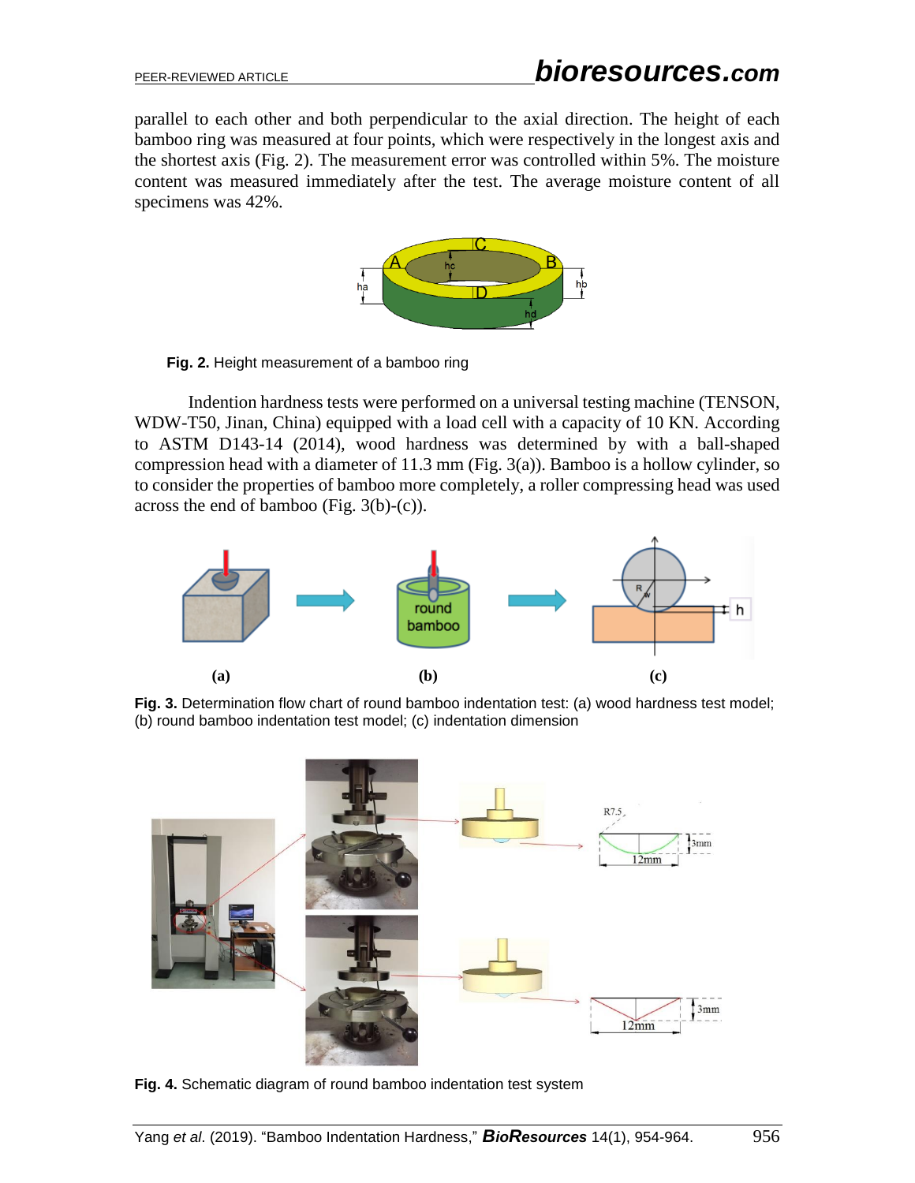parallel to each other and both perpendicular to the axial direction. The height of each bamboo ring was measured at four points, which were respectively in the longest axis and the shortest axis (Fig. 2). The measurement error was controlled within 5%. The moisture content was measured immediately after the test. The average moisture content of all specimens was 42%.

**Fig. 2.** Height measurement of a bamboo ring

Indention hardness tests were performed on a universal testing machine (TENSON, WDW-T50, Jinan, China) equipped with a load cell with a capacity of 10 KN. According to ASTM D143-14 (2014), wood hardness was determined by with a ball-shaped compression head with a diameter of 11.3 mm (Fig. 3(a)). Bamboo is a hollow cylinder, so to consider the properties of bamboo more completely, a roller compressing head was used across the end of bamboo (Fig. 3(b)-(c)).

**Fig. 3.** Determination flow chart of round bamboo indentation test: (a) wood hardness test model; (b) round bamboo indentation test model; (c) indentation dimension

**Fig. 4.** Schematic diagram of round bamboo indentation test system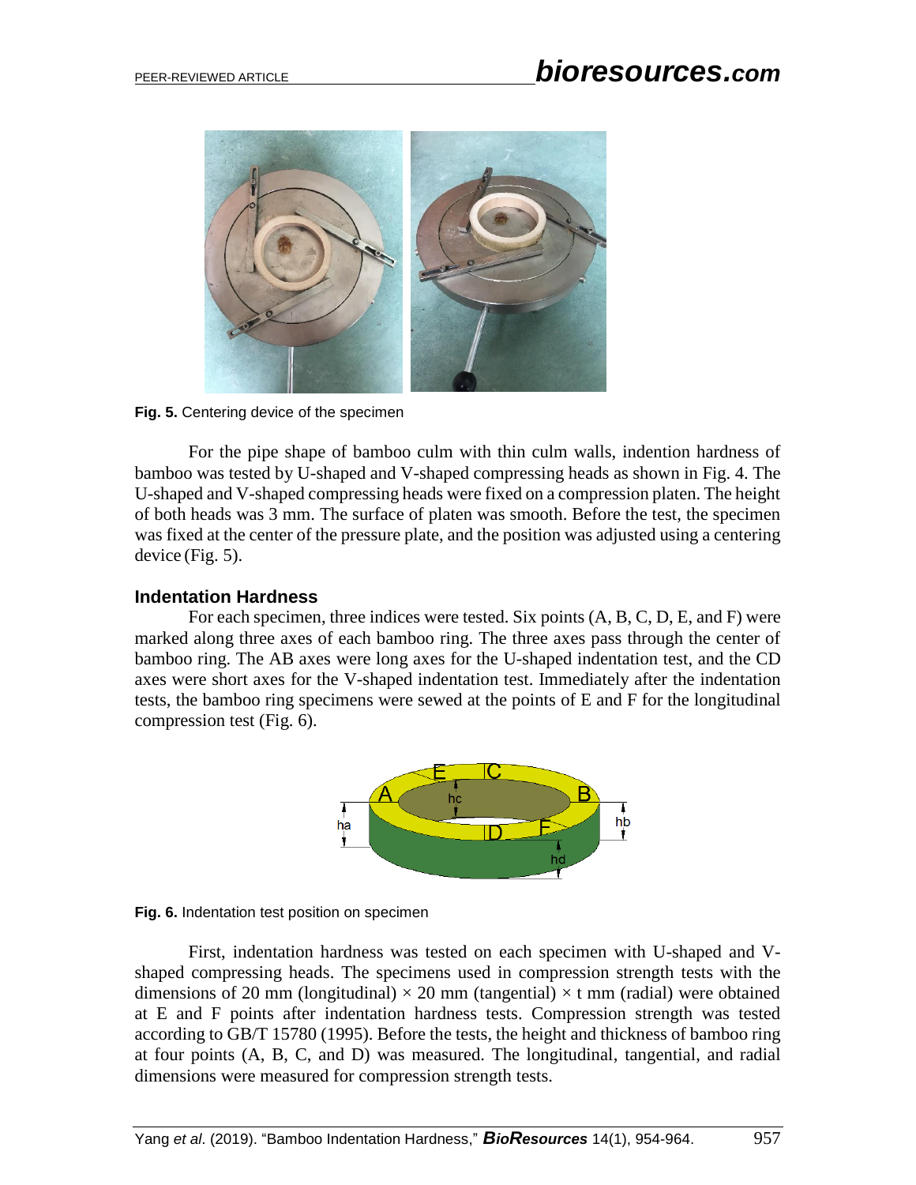Fig. 5. Centering device of the specimen

For the pipe shape of bamboo culm with thin culm walls, indention hardness of bamboo was tested by U-shaped and V-shaped compressing heads as shown in Fig. 4. The U-shaped and V-shaped compressing heads were fixed on a compression platen. The height of both heads was 3 mm. The surface of platen was smooth. Before the test, the specimen was fixed at the center of the pressure plate, and the position was adjusted using a centering device (Fig. 5).

### Indentation Hardness

For each specimen, three indices were tested. Six points (A, B, C, D, E, and F) were marked along three axes of each bamboo ring. The three axes pass through the center of bamboo ring. The AB axes were long axes for the U-shaped indentation test, and the CD axes were short axes for the V-shaped indentation test. Immediately after the indentation tests, the bamboo ring specimens were sewed at the points of E and F for the longitudinal compression test (Fig. 6).

Fig. 6. Indentation test position on specimen

First, indentation hardness was tested on each specimen with U-shaped and V-shaped compressing heads. The specimens used in compression strength tests with the dimensions of 20 mm (longitudinal) × 20 mm (tangential) × t mm (radial) were obtained at E and F points after indentation hardness tests. Compression strength was tested according to GB/T 15780 (1995). Before the tests, the height and thickness of bamboo ring at four points (A, B, C, and D) was measured. The longitudinal, tangential, and radial dimensions were measured for compression strength tests.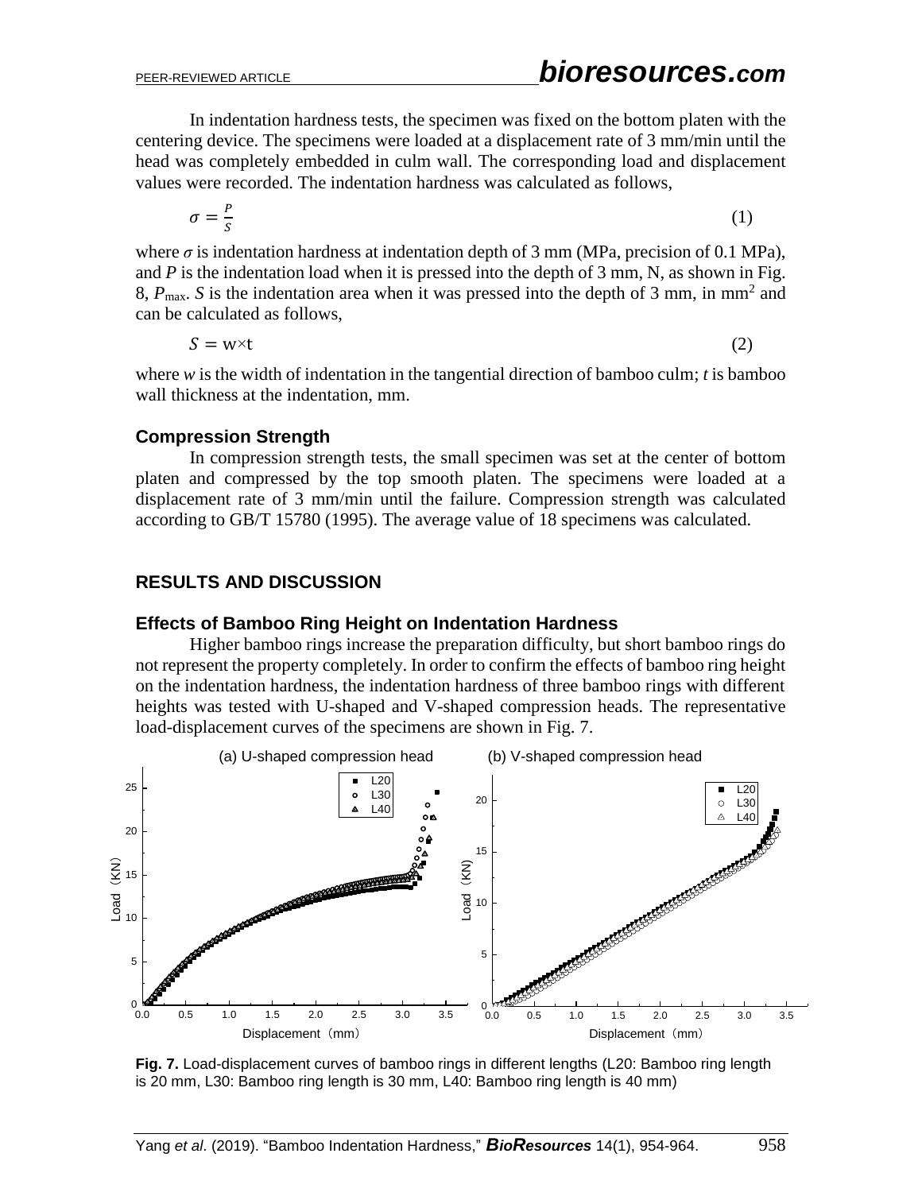In indentation hardness tests, the specimen was fixed on the bottom platen with the centering device. The specimens were loaded at a displacement rate of 3 mm/min until the head was completely embedded in culm wall. The corresponding load and displacement values were recorded. The indentation hardness was calculated as follows,

$$\sigma = \frac{P}{S} \tag{1}$$

where $\sigma$ is indentation hardness at indentation depth of 3 mm (MPa, precision of 0.1 MPa), and $P$ is the indentation load when it is pressed into the depth of 3 mm, N, as shown in Fig. 8, $P_{\max}$. $S$ is the indentation area when it was pressed into the depth of 3 mm, in $mm^2$ and can be calculated as follows,

$$S = w \times t \tag{2}$$

where $w$ is the width of indentation in the tangential direction of bamboo culm; $t$ is bamboo wall thickness at the indentation, mm.

### Compression Strength

In compression strength tests, the small specimen was set at the center of bottom platen and compressed by the top smooth platen. The specimens were loaded at a displacement rate of 3 mm/min until the failure. Compression strength was calculated according to GB/T 15780 (1995). The average value of 18 specimens was calculated.

## RESULTS AND DISCUSSION

### Effects of Bamboo Ring Height on Indentation Hardness

Higher bamboo rings increase the preparation difficulty, but short bamboo rings do not represent the property completely. In order to confirm the effects of bamboo ring height on the indentation hardness, the indentation hardness of three bamboo rings with different heights was tested with U-shaped and V-shaped compression heads. The representative load-displacement curves of the specimens are shown in Fig. 7.

**Fig. 7.** Load-displacement curves of bamboo rings in different lengths (L20: Bamboo ring length is 20 mm, L30: Bamboo ring length is 30 mm, L40: Bamboo ring length is 40 mm)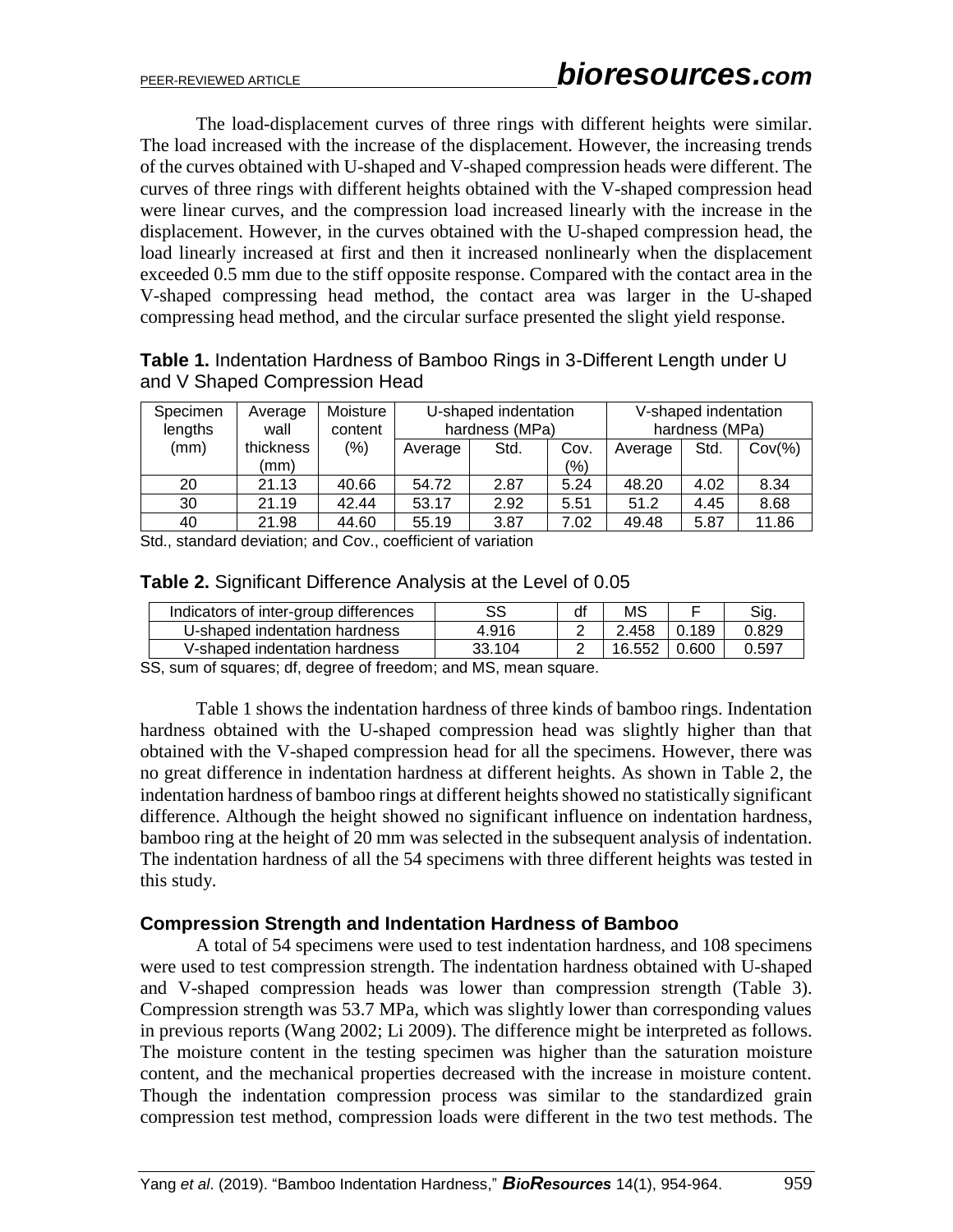The load-displacement curves of three rings with different heights were similar. The load increased with the increase of the displacement. However, the increasing trends of the curves obtained with U-shaped and V-shaped compression heads were different. The curves of three rings with different heights obtained with the V-shaped compression head were linear curves, and the compression load increased linearly with the increase in the displacement. However, in the curves obtained with the U-shaped compression head, the load linearly increased at first and then it increased nonlinearly when the displacement exceeded 0.5 mm due to the stiff opposite response. Compared with the contact area in the V-shaped compressing head method, the contact area was larger in the U-shaped compressing head method, and the circular surface presented the slight yield response.

**Table 1.** Indentation Hardness of Bamboo Rings in 3-Different Length under U and V Shaped Compression Head

| Specimen lengths (mm) | Average wall thickness (mm) | Moisture content (%) | U-shaped indentation hardness (MPa) | | | V-shaped indentation hardness (MPa) | | |
|---|---|---|---|---|---|---|---|---|
| | | | Average | Std. | Cov. (%) | Average | Std. | Cov(%) |
| 20 | 21.13 | 40.66 | 54.72 | 2.87 | 5.24 | 48.20 | 4.02 | 8.34 |
| 30 | 21.19 | 42.44 | 53.17 | 2.92 | 5.51 | 51.2 | 4.45 | 8.68 |
| 40 | 21.98 | 44.60 | 55.19 | 3.87 | 7.02 | 49.48 | 5.87 | 11.86 |

Std., standard deviation; and Cov., coefficient of variation

**Table 2.** Significant Difference Analysis at the Level of 0.05

| Indicators of inter-group differences | SS | df | MS | F | Sig. |
|---|---|---|---|---|---|
| U-shaped indentation hardness | 4.916 | 2 | 2.458 | 0.189 | 0.829 |
| V-shaped indentation hardness | 33.104 | 2 | 16.552 | 0.600 | 0.597 |

SS, sum of squares; df, degree of freedom; and MS, mean square.

Table 1 shows the indentation hardness of three kinds of bamboo rings. Indentation hardness obtained with the U-shaped compression head was slightly higher than that obtained with the V-shaped compression head for all the specimens. However, there was no great difference in indentation hardness at different heights. As shown in Table 2, the indentation hardness of bamboo rings at different heights showed no statistically significant difference. Although the height showed no significant influence on indentation hardness, bamboo ring at the height of 20 mm was selected in the subsequent analysis of indentation. The indentation hardness of all the 54 specimens with three different heights was tested in this study.

### Compression Strength and Indentation Hardness of Bamboo

A total of 54 specimens were used to test indentation hardness, and 108 specimens were used to test compression strength. The indentation hardness obtained with U-shaped and V-shaped compression heads was lower than compression strength (Table 3). Compression strength was 53.7 MPa, which was slightly lower than corresponding values in previous reports (Wang 2002; Li 2009). The difference might be interpreted as follows. The moisture content in the testing specimen was higher than the saturation moisture content, and the mechanical properties decreased with the increase in moisture content. Though the indentation compression process was similar to the standardized grain compression test method, compression loads were different in the two test methods. The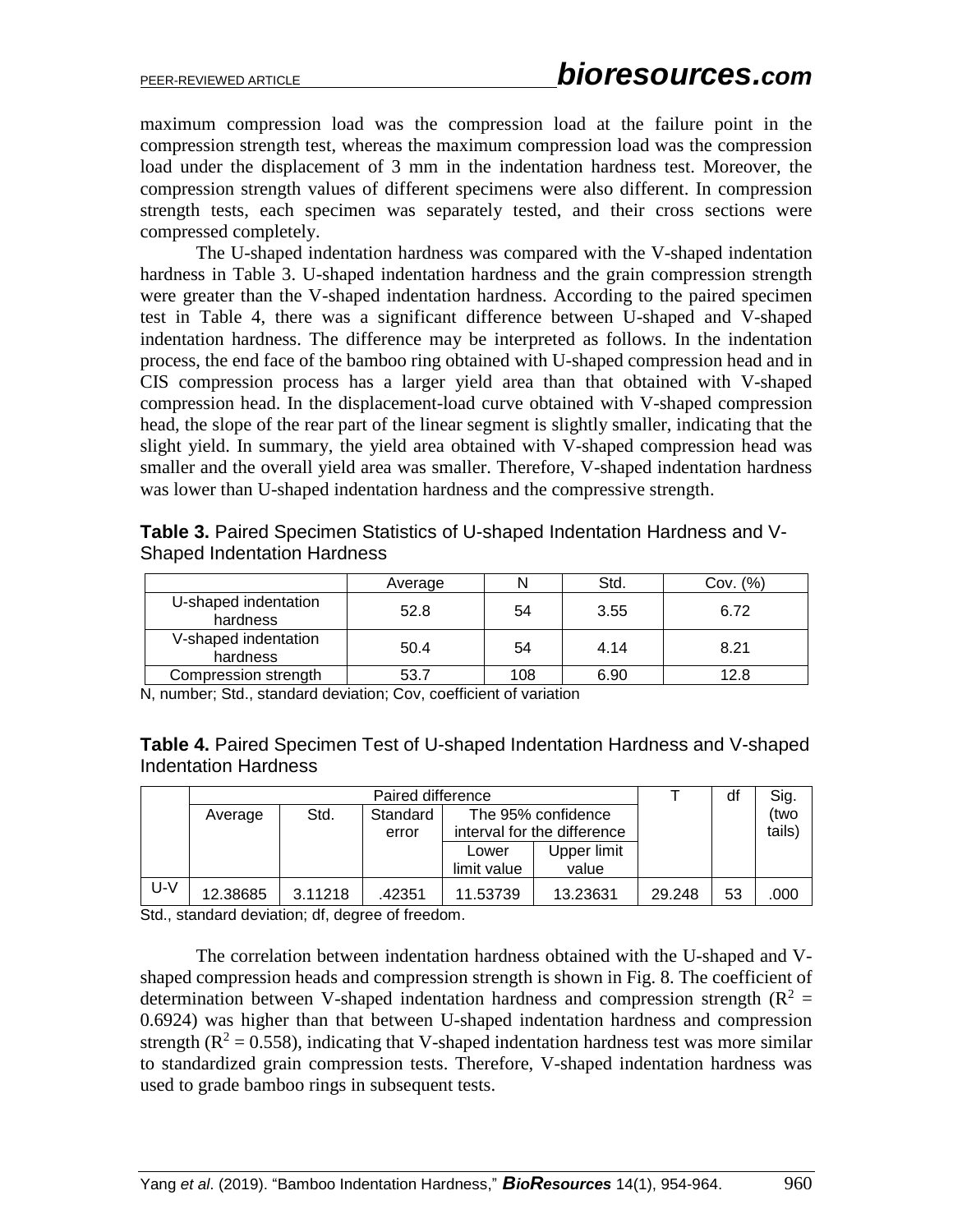maximum compression load was the compression load at the failure point in the compression strength test, whereas the maximum compression load was the compression load under the displacement of 3 mm in the indentation hardness test. Moreover, the compression strength values of different specimens were also different. In compression strength tests, each specimen was separately tested, and their cross sections were compressed completely.

The U-shaped indentation hardness was compared with the V-shaped indentation hardness in Table 3. U-shaped indentation hardness and the grain compression strength were greater than the V-shaped indentation hardness. According to the paired specimen test in Table 4, there was a significant difference between U-shaped and V-shaped indentation hardness. The difference may be interpreted as follows. In the indentation process, the end face of the bamboo ring obtained with U-shaped compression head and in CIS compression process has a larger yield area than that obtained with V-shaped compression head. In the displacement-load curve obtained with V-shaped compression head, the slope of the rear part of the linear segment is slightly smaller, indicating that the slight yield. In summary, the yield area obtained with V-shaped compression head was smaller and the overall yield area was smaller. Therefore, V-shaped indentation hardness was lower than U-shaped indentation hardness and the compressive strength.

**Table 3.** Paired Specimen Statistics of U-shaped Indentation Hardness and V-Shaped Indentation Hardness

| | Average | N | Std. | Cov. (%) |
|---|---|---|---|---|
| U-shaped indentation hardness | 52.8 | 54 | 3.55 | 6.72 |
| V-shaped indentation hardness | 50.4 | 54 | 4.14 | 8.21 |
| Compression strength | 53.7 | 108 | 6.90 | 12.8 |

N, number; Std., standard deviation; Cov, coefficient of variation

**Table 4.** Paired Specimen Test of U-shaped Indentation Hardness and V-shaped Indentation Hardness

| | Paired difference | | | | | T | df | Sig. (two tails) |
|---|---|---|---|---|---|---|---|---|
| | Average | Std. | Standard error | The 95% confidence interval for the difference | | | | |
| | | | | Lower limit value | Upper limit value | | | |
| U-V | 12.38685 | 3.11218 | .42351 | 11.53739 | 13.23631 | 29.248 | 53 | .000 |

Std., standard deviation; df, degree of freedom.

The correlation between indentation hardness obtained with the U-shaped and V-shaped compression heads and compression strength is shown in Fig. 8. The coefficient of determination between V-shaped indentation hardness and compression strength ($R^2$ = 0.6924) was higher than that between U-shaped indentation hardness and compression strength ($R^2$ = 0.558), indicating that V-shaped indentation hardness test was more similar to standardized grain compression tests. Therefore, V-shaped indentation hardness was used to grade bamboo rings in subsequent tests.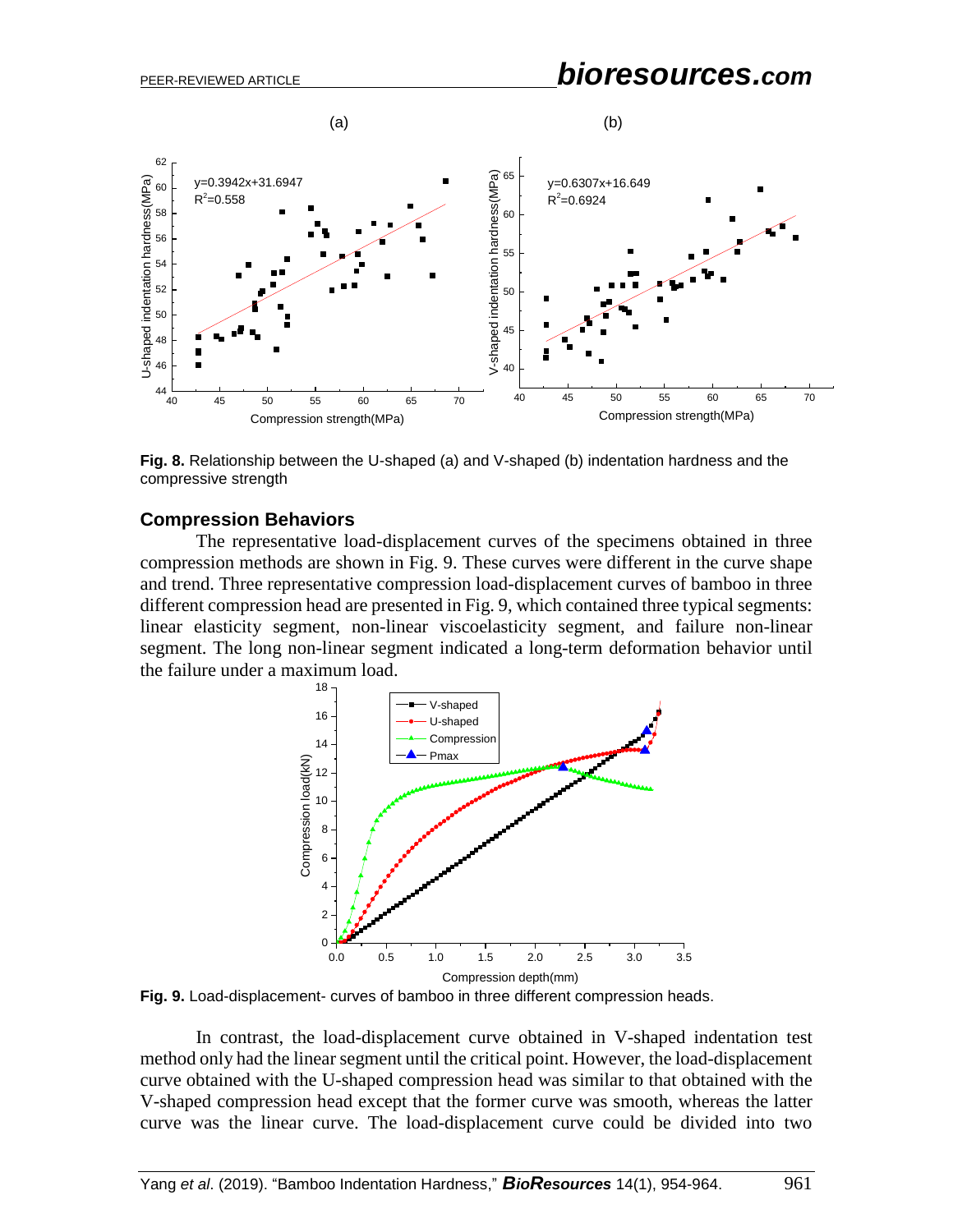**Fig. 8.** Relationship between the U-shaped (a) and V-shaped (b) indentation hardness and the compressive strength

## Compression Behaviors

The representative load-displacement curves of the specimens obtained in three compression methods are shown in Fig. 9. These curves were different in the curve shape and trend. Three representative compression load-displacement curves of bamboo in three different compression head are presented in Fig. 9, which contained three typical segments: linear elasticity segment, non-linear viscoelasticity segment, and failure non-linear segment. The long non-linear segment indicated a long-term deformation behavior until the failure under a maximum load.

**Fig. 9.** Load-displacement- curves of bamboo in three different compression heads.

In contrast, the load-displacement curve obtained in V-shaped indentation test method only had the linear segment until the critical point. However, the load-displacement curve obtained with the U-shaped compression head was similar to that obtained with the V-shaped compression head except that the former curve was smooth, whereas the latter curve was the linear curve. The load-displacement curve could be divided into two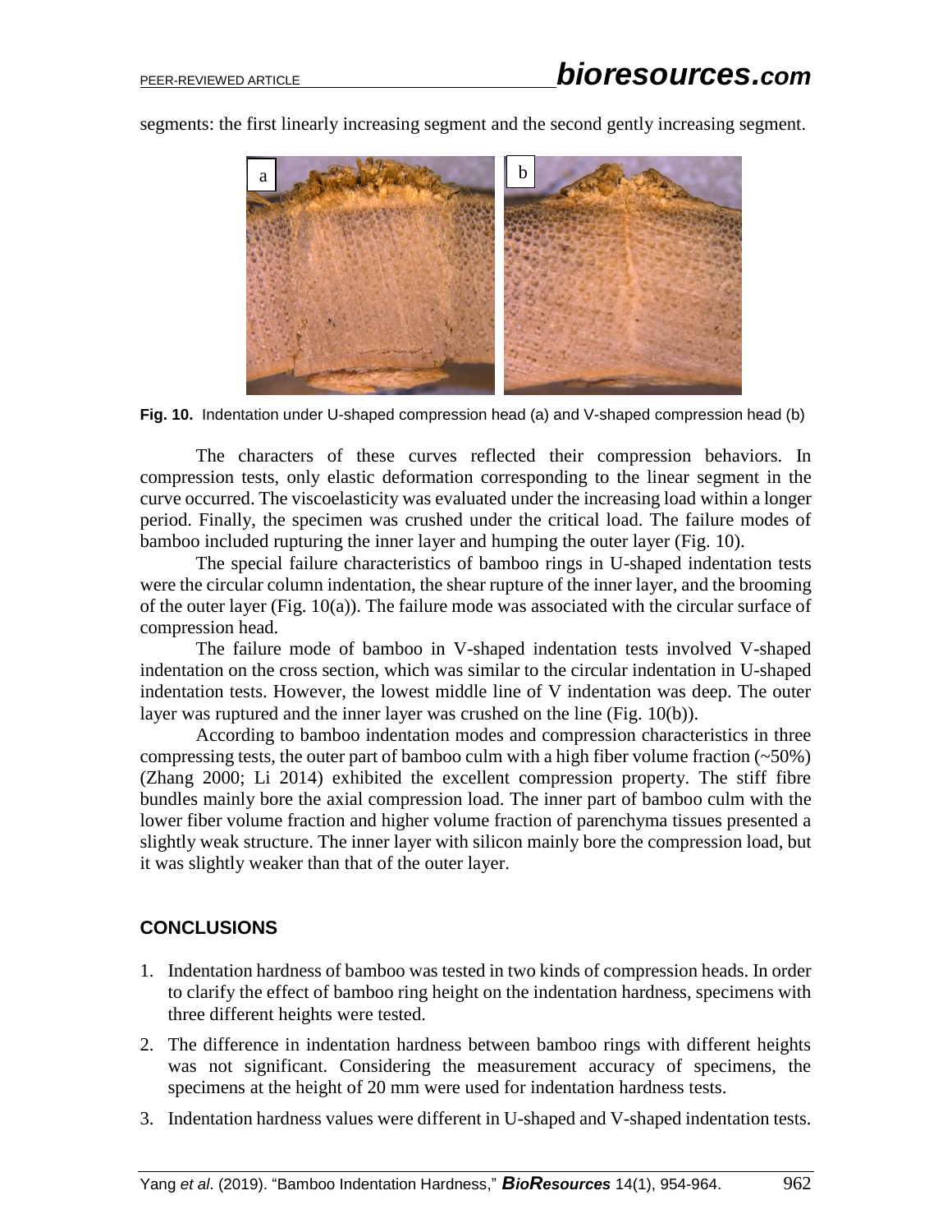segments: the first linearly increasing segment and the second gently increasing segment.

**Fig. 10.** Indentation under U-shaped compression head (a) and V-shaped compression head (b)

The characters of these curves reflected their compression behaviors. In compression tests, only elastic deformation corresponding to the linear segment in the curve occurred. The viscoelasticity was evaluated under the increasing load within a longer period. Finally, the specimen was crushed under the critical load. The failure modes of bamboo included rupturing the inner layer and humping the outer layer (Fig. 10).

The special failure characteristics of bamboo rings in U-shaped indentation tests were the circular column indentation, the shear rupture of the inner layer, and the brooming of the outer layer (Fig. 10(a)). The failure mode was associated with the circular surface of compression head.

The failure mode of bamboo in V-shaped indentation tests involved V-shaped indentation on the cross section, which was similar to the circular indentation in U-shaped indentation tests. However, the lowest middle line of V indentation was deep. The outer layer was ruptured and the inner layer was crushed on the line (Fig. 10(b)).

According to bamboo indentation modes and compression characteristics in three compressing tests, the outer part of bamboo culm with a high fiber volume fraction (~50%) (Zhang 2000; Li 2014) exhibited the excellent compression property. The stiff fibre bundles mainly bore the axial compression load. The inner part of bamboo culm with the lower fiber volume fraction and higher volume fraction of parenchyma tissues presented a slightly weak structure. The inner layer with silicon mainly bore the compression load, but it was slightly weaker than that of the outer layer.

## CONCLUSIONS

1. Indentation hardness of bamboo was tested in two kinds of compression heads. In order to clarify the effect of bamboo ring height on the indentation hardness, specimens with three different heights were tested.
2. The difference in indentation hardness between bamboo rings with different heights was not significant. Considering the measurement accuracy of specimens, the specimens at the height of 20 mm were used for indentation hardness tests.
3. Indentation hardness values were different in U-shaped and V-shaped indentation tests.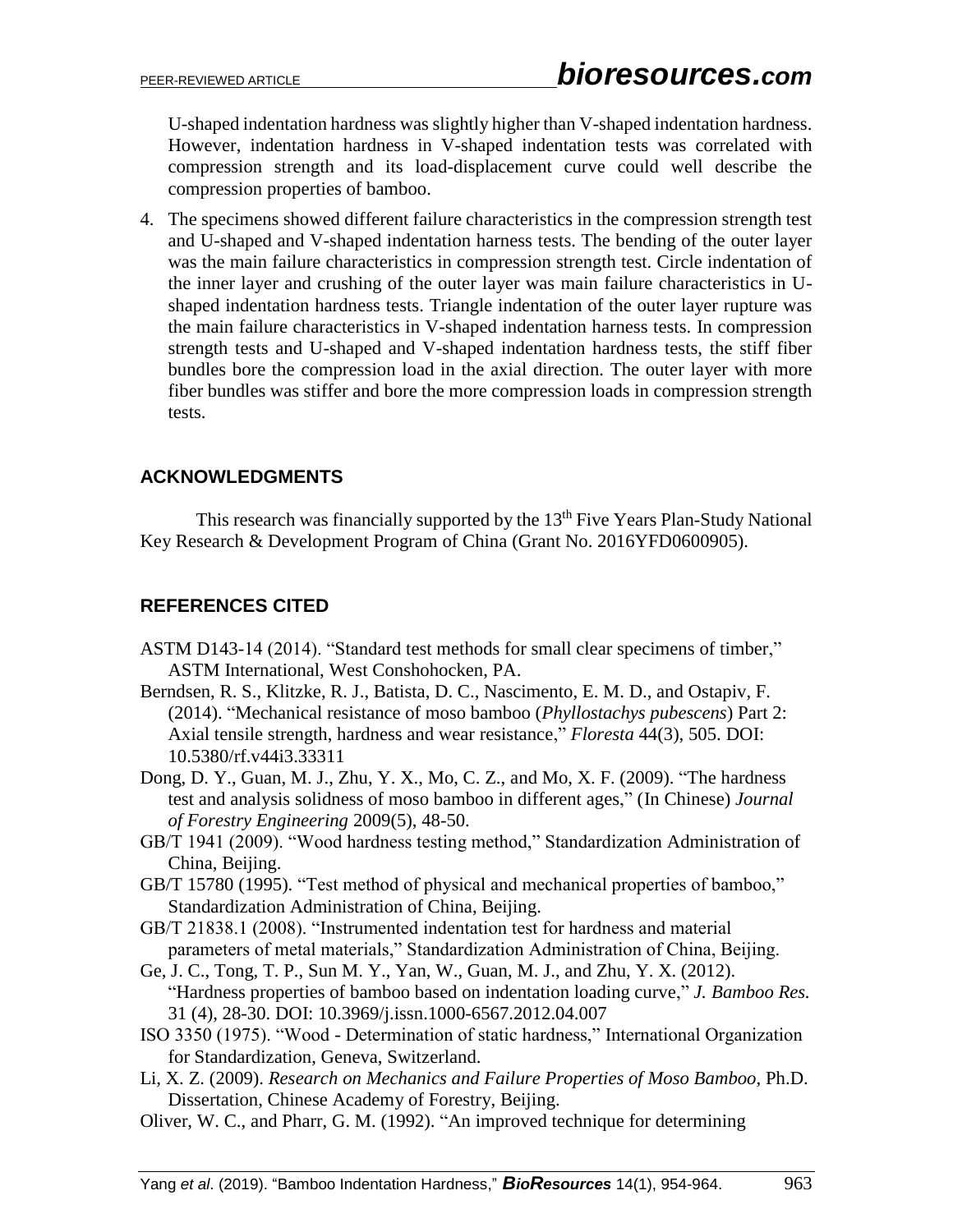U-shaped indentation hardness was slightly higher than V-shaped indentation hardness. However, indentation hardness in V-shaped indentation tests was correlated with compression strength and its load-displacement curve could well describe the compression properties of bamboo.

4. The specimens showed different failure characteristics in the compression strength test and U-shaped and V-shaped indentation harness tests. The bending of the outer layer was the main failure characteristics in compression strength test. Circle indentation of the inner layer and crushing of the outer layer was main failure characteristics in U-shaped indentation hardness tests. Triangle indentation of the outer layer rupture was the main failure characteristics in V-shaped indentation harness tests. In compression strength tests and U-shaped and V-shaped indentation hardness tests, the stiff fiber bundles bore the compression load in the axial direction. The outer layer with more fiber bundles was stiffer and bore the more compression loads in compression strength tests.

## ACKNOWLEDGMENTS

This research was financially supported by the 13th Five Years Plan-Study National Key Research & Development Program of China (Grant No. 2016YFD0600905).

## REFERENCES CITED

ASTM D143-14 (2014). "Standard test methods for small clear specimens of timber," ASTM International, West Conshohocken, PA.

Berndsen, R. S., Klitzke, R. J., Batista, D. C., Nascimento, E. M. D., and Ostapiv, F. (2014). "Mechanical resistance of moso bamboo (*Phyllostachys pubescens*) Part 2: Axial tensile strength, hardness and wear resistance," *Floresta* 44(3), 505. DOI: 10.5380/rf.v44i3.33311

Dong, D. Y., Guan, M. J., Zhu, Y. X., Mo, C. Z., and Mo, X. F. (2009). "The hardness test and analysis solidness of moso bamboo in different ages," (In Chinese) *Journal of Forestry Engineering* 2009(5), 48-50.

GB/T 1941 (2009). "Wood hardness testing method," Standardization Administration of China, Beijing.

GB/T 15780 (1995). "Test method of physical and mechanical properties of bamboo," Standardization Administration of China, Beijing.

GB/T 21838.1 (2008). "Instrumented indentation test for hardness and material parameters of metal materials," Standardization Administration of China, Beijing.

Ge, J. C., Tong, T. P., Sun M. Y., Yan, W., Guan, M. J., and Zhu, Y. X. (2012). "Hardness properties of bamboo based on indentation loading curve," *J. Bamboo Res.* 31 (4), 28-30. DOI: 10.3969/j.issn.1000-6567.2012.04.007

ISO 3350 (1975). "Wood - Determination of static hardness," International Organization for Standardization, Geneva, Switzerland.

Li, X. Z. (2009). *Research on Mechanics and Failure Properties of Moso Bamboo*, Ph.D. Dissertation, Chinese Academy of Forestry, Beijing.

Oliver, W. C., and Pharr, G. M. (1992). "An improved technique for determining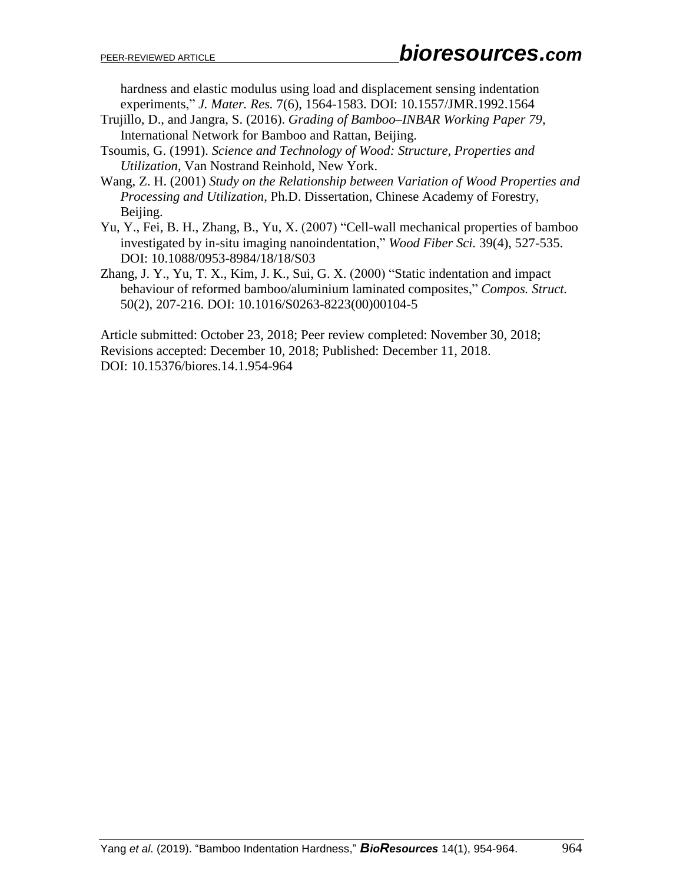hardness and elastic modulus using load and displacement sensing indentation experiments," *J. Mater. Res.* 7(6), 1564-1583. DOI: 10.1557/JMR.1992.1564

Trujillo, D., and Jangra, S. (2016). *Grading of Bamboo–INBAR Working Paper 79*, International Network for Bamboo and Rattan, Beijing.

Tsoumis, G. (1991). *Science and Technology of Wood: Structure, Properties and Utilization*, Van Nostrand Reinhold, New York.

Wang, Z. H. (2001) *Study on the Relationship between Variation of Wood Properties and Processing and Utilization*, Ph.D. Dissertation, Chinese Academy of Forestry, Beijing.

Yu, Y., Fei, B. H., Zhang, B., Yu, X. (2007) "Cell-wall mechanical properties of bamboo investigated by in-situ imaging nanoindentation," *Wood Fiber Sci.* 39(4), 527-535. DOI: 10.1088/0953-8984/18/18/S03

Zhang, J. Y., Yu, T. X., Kim, J. K., Sui, G. X. (2000) "Static indentation and impact behaviour of reformed bamboo/aluminium laminated composites," *Compos. Struct.* 50(2), 207-216. DOI: 10.1016/S0263-8223(00)00104-5

Article submitted: October 23, 2018; Peer review completed: November 30, 2018; Revisions accepted: December 10, 2018; Published: December 11, 2018.
DOI: 10.15376/biores.14.1.954-964